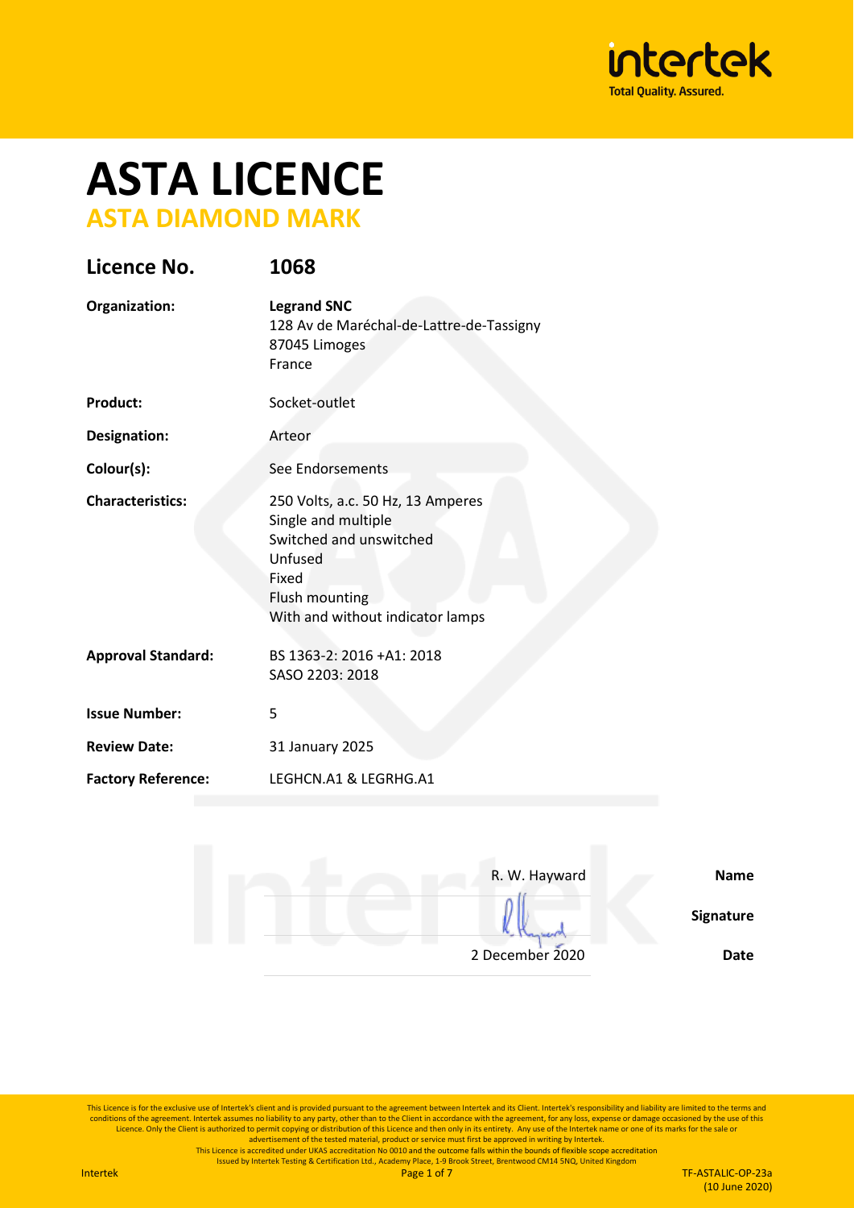# ASTA LICENCE

## ASTA DIAMOND MARK

| | |
|---|---|
| **Licence No.** | **1068** |
| **Organization:** | **Legrand SNC**<br>128 Av de Maréchal-de-Lattre-de-Tassigny<br>87045 Limoges<br>France |
| **Product:** | Socket-outlet |
| **Designation:** | Arteor |
| **Colour(s):** | See Endorsements |
| **Characteristics:** | 250 Volts, a.c. 50 Hz, 13 Amperes<br>Single and multiple<br>Switched and unswitched<br>Unfused<br>Fixed<br>Flush mounting<br>With and without indicator lamps |
| **Approval Standard:** | BS 1363-2: 2016 +A1: 2018<br>SASO 2203: 2018 |
| **Issue Number:** | 5 |
| **Review Date:** | 31 January 2025 |
| **Factory Reference:** | LEGHCN.A1 & LEGRHG.A1 |

| | |
|---|---|
| R. W. Hayward | **Name** |
| [signature] | **Signature** |
| 2 December 2020 | **Date** |

This Licence is for the exclusive use of Intertek's client and is provided pursuant to the agreement between Intertek and its Client. Intertek's responsibility and liability are limited to the terms and conditions of the agreement. Intertek assumes no liability to any party, other than to the Client in accordance with the agreement, for any loss, expense or damage occasioned by the use of this Licence. Only the Client is authorized to permit copying or distribution of this Licence and then only in its entirety. Any use of the Intertek name or one of its marks for the sale or advertisement of the tested material, product or service must first be approved in writing by Intertek.

This Licence is accredited under UKAS accreditation No 0010 and the outcome falls within the bounds of flexible scope accreditation

Issued by Intertek Testing & Certification Ltd., Academy Place, 1-9 Brook Street, Brentwood CM14 5NQ, United Kingdom

TF-ASTALIC-OP-23a (10 June 2020)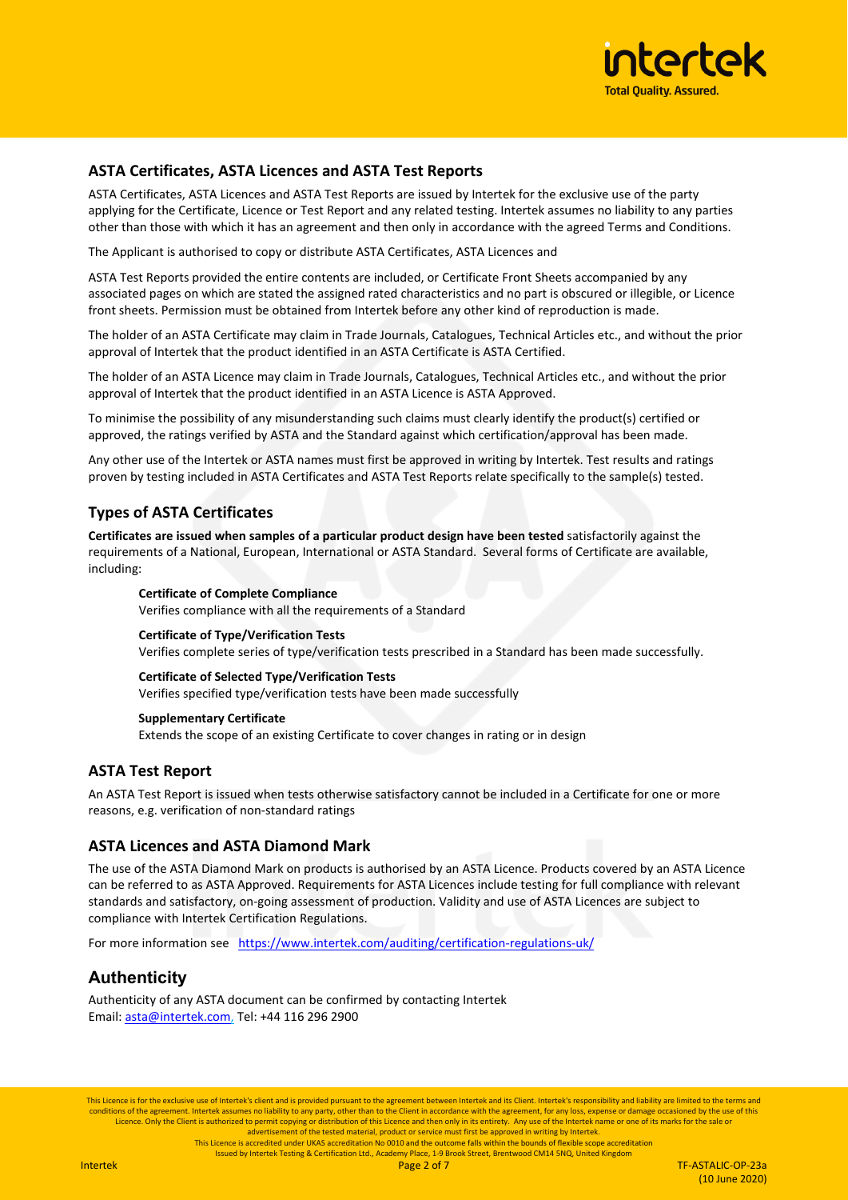## ASTA Certificates, ASTA Licences and ASTA Test Reports

ASTA Certificates, ASTA Licences and ASTA Test Reports are issued by Intertek for the exclusive use of the party applying for the Certificate, Licence or Test Report and any related testing. Intertek assumes no liability to any parties other than those with which it has an agreement and then only in accordance with the agreed Terms and Conditions.

The Applicant is authorised to copy or distribute ASTA Certificates, ASTA Licences and

ASTA Test Reports provided the entire contents are included, or Certificate Front Sheets accompanied by any associated pages on which are stated the assigned rated characteristics and no part is obscured or illegible, or Licence front sheets. Permission must be obtained from Intertek before any other kind of reproduction is made.

The holder of an ASTA Certificate may claim in Trade Journals, Catalogues, Technical Articles etc., and without the prior approval of Intertek that the product identified in an ASTA Certificate is ASTA Certified.

The holder of an ASTA Licence may claim in Trade Journals, Catalogues, Technical Articles etc., and without the prior approval of Intertek that the product identified in an ASTA Licence is ASTA Approved.

To minimise the possibility of any misunderstanding such claims must clearly identify the product(s) certified or approved, the ratings verified by ASTA and the Standard against which certification/approval has been made.

Any other use of the Intertek or ASTA names must first be approved in writing by Intertek. Test results and ratings proven by testing included in ASTA Certificates and ASTA Test Reports relate specifically to the sample(s) tested.

## Types of ASTA Certificates

**Certificates are issued when samples of a particular product design have been tested** satisfactorily against the requirements of a National, European, International or ASTA Standard. Several forms of Certificate are available, including:

**Certificate of Complete Compliance**
Verifies compliance with all the requirements of a Standard

**Certificate of Type/Verification Tests**
Verifies complete series of type/verification tests prescribed in a Standard has been made successfully.

**Certificate of Selected Type/Verification Tests**
Verifies specified type/verification tests have been made successfully

**Supplementary Certificate**
Extends the scope of an existing Certificate to cover changes in rating or in design

## ASTA Test Report

An ASTA Test Report is issued when tests otherwise satisfactory cannot be included in a Certificate for one or more reasons, e.g. verification of non-standard ratings

## ASTA Licences and ASTA Diamond Mark

The use of the ASTA Diamond Mark on products is authorised by an ASTA Licence. Products covered by an ASTA Licence can be referred to as ASTA Approved. Requirements for ASTA Licences include testing for full compliance with relevant standards and satisfactory, on-going assessment of production. Validity and use of ASTA Licences are subject to compliance with Intertek Certification Regulations.

For more information see https://www.intertek.com/auditing/certification-regulations-uk/

## Authenticity

Authenticity of any ASTA document can be confirmed by contacting Intertek
Email: asta@intertek.com, Tel: +44 116 296 2900

This Licence is for the exclusive use of Intertek's client and is provided pursuant to the agreement between Intertek and its Client. Intertek's responsibility and liability are limited to the terms and conditions of the agreement. Intertek assumes no liability to any party, other than to the Client in accordance with the agreement, for any loss, expense or damage occasioned by the use of this Licence. Only the Client is authorized to permit copying or distribution of this Licence and then only in its entirety. Any use of the Intertek name or one of its marks for the sale or advertisement of the tested material, product or service must first be approved in writing by Intertek.
This Licence is accredited under UKAS accreditation No 0010 and the outcome falls within the bounds of flexible scope accreditation
Issued by Intertek Testing & Certification Ltd., Academy Place, 1-9 Brook Street, Brentwood CM14 5NQ, United Kingdom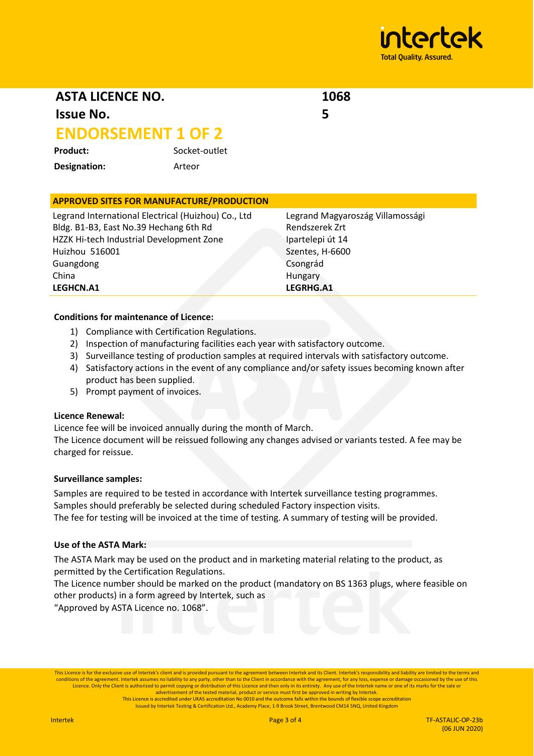## ASTA LICENCE NO. 1068

## Issue No. 5

# ENDORSEMENT 1 OF 2

**Product:** Socket-outlet

**Designation:** Arteor

| APPROVED SITES FOR MANUFACTURE/PRODUCTION | |
|---|---|
| Legrand International Electrical (Huizhou) Co., Ltd<br>Bldg. B1-B3, East No.39 Hechang 6th Rd<br>HZZK Hi-tech Industrial Development Zone<br>Huizhou 516001<br>Guangdong<br>China<br>**LEGHCN.A1** | Legrand Magyaroszág Villamossági<br>Rendszerek Zrt<br>Ipartelepi út 14<br>Szentes, H-6600<br>Csongrád<br>Hungary<br>**LEGRHG.A1** |

**Conditions for maintenance of Licence:**

1) Compliance with Certification Regulations.
2) Inspection of manufacturing facilities each year with satisfactory outcome.
3) Surveillance testing of production samples at required intervals with satisfactory outcome.
4) Satisfactory actions in the event of any compliance and/or safety issues becoming known after product has been supplied.
5) Prompt payment of invoices.

**Licence Renewal:**

Licence fee will be invoiced annually during the month of March.
The Licence document will be reissued following any changes advised or variants tested. A fee may be charged for reissue.

**Surveillance samples:**

Samples are required to be tested in accordance with Intertek surveillance testing programmes.
Samples should preferably be selected during scheduled Factory inspection visits.
The fee for testing will be invoiced at the time of testing. A summary of testing will be provided.

**Use of the ASTA Mark:**

The ASTA Mark may be used on the product and in marketing material relating to the product, as permitted by the Certification Regulations.
The Licence number should be marked on the product (mandatory on BS 1363 plugs, where feasible on other products) in a form agreed by Intertek, such as
"Approved by ASTA Licence no. 1068".

This Licence is for the exclusive use of Intertek's client and is provided pursuant to the agreement between Intertek and its Client. Intertek's responsibility and liability are limited to the terms and conditions of the agreement. Intertek assumes no liability to any party, other than to the Client in accordance with the agreement, for any loss, expense or damage occasioned by the use of this Licence. Only the Client is authorized to permit copying or distribution of this Licence and then only in its entirety. Any use of the Intertek name or one of its marks for the sale or advertisement of the tested material, product or service must first be approved in writing by Intertek.
This Licence is accredited under UKAS accreditation No 0010 and the outcome falls within the bounds of flexible scope accreditation
Issued by Intertek Testing & Certification Ltd., Academy Place, 1-9 Brook Street, Brentwood CM14 5NQ, United Kingdom

TF-ASTALIC-OP-23b (06 JUN 2020)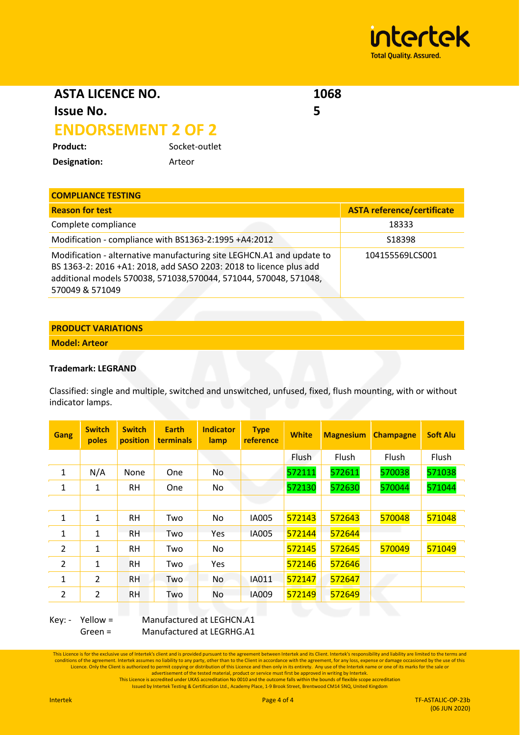# ASTA LICENCE NO. 1068

# Issue No. 5

# ENDORSEMENT 2 OF 2

**Product:** Socket-outlet

**Designation:** Arteor

| COMPLIANCE TESTING | |
|---|---|
| **Reason for test** | **ASTA reference/certificate** |
| Complete compliance | 18333 |
| Modification - compliance with BS1363-2:1995 +A4:2012 | S18398 |
| Modification - alternative manufacturing site LEGHCN.A1 and update to BS 1363-2: 2016 +A1: 2018, add SASO 2203: 2018 to licence plus add additional models 570038, 571038,570044, 571044, 570048, 571048, 570049 & 571049 | 104155569LCS001 |

**PRODUCT VARIATIONS**

**Model: Arteor**

**Trademark: LEGRAND**

Classified: single and multiple, switched and unswitched, unfused, fixed, flush mounting, with or without indicator lamps.

| Gang | Switch poles | Switch position | Earth terminals | Indicator lamp | Type reference | White | Magnesium | Champagne | Soft Alu |
|---|---|---|---|---|---|---|---|---|---|
| | | | | | | Flush | Flush | Flush | Flush |
| 1 | N/A | None | One | No | | 572111 | 572611 | 570038 | 571038 |
| 1 | 1 | RH | One | No | | 572130 | 572630 | 570044 | 571044 |
| | | | | | | | | | |
| 1 | 1 | RH | Two | No | IA005 | 572143 | 572643 | 570048 | 571048 |
| 1 | 1 | RH | Two | Yes | IA005 | 572144 | 572644 | | |
| 2 | 1 | RH | Two | No | | 572145 | 572645 | 570049 | 571049 |
| 2 | 1 | RH | Two | Yes | | 572146 | 572646 | | |
| 1 | 2 | RH | Two | No | IA011 | 572147 | 572647 | | |
| 2 | 2 | RH | Two | No | IA009 | 572149 | 572649 | | |

Key: - Yellow = Manufactured at LEGHCN.A1
Green = Manufactured at LEGRHG.A1

This Licence is for the exclusive use of Intertek's client and is provided pursuant to the agreement between Intertek and its Client. Intertek's responsibility and liability are limited to the terms and conditions of the agreement. Intertek assumes no liability to any party, other than to the Client in accordance with the agreement, for any loss, expense or damage occasioned by the use of this Licence. Only the Client is authorized to permit copying or distribution of this Licence and then only in its entirety. Any use of the Intertek name or one of its marks for the sale or advertisement of the tested material, product or service must first be approved in writing by Intertek.
This Licence is accredited under UKAS accreditation No 0010 and the outcome falls within the bounds of flexible scope accreditation
Issued by Intertek Testing & Certification Ltd., Academy Place, 1-9 Brook Street, Brentwood CM14 5NQ, United Kingdom

TF-ASTALIC-OP-23b (06 JUN 2020)